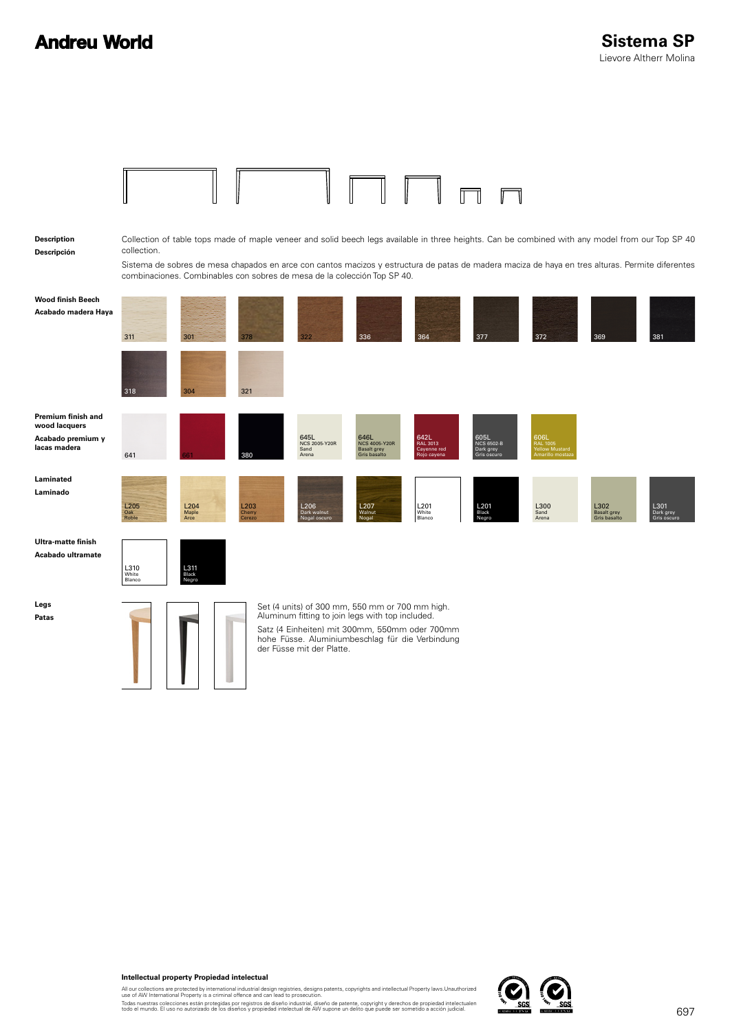# Andreu World

## Sistema SP

Lievore Altherr Molina

**Description**
**Descripción**

Collection of table tops made of maple veneer and solid beech legs available in three heights. Can be combined with any model from our Top SP 40 collection.

Sistema de sobres de mesa chapados en arce con cantos macizos y estructura de patas de madera maciza de haya en tres alturas. Permite diferentes combinaciones. Combinables con sobres de mesa de la colección Top SP 40.

**Wood finish Beech**
**Acabado madera Haya**

311, 301, 378, 322, 336, 364, 377, 372, 369, 381, 318, 304, 321

**Premium finish and wood lacquers**
**Acabado premium y lacas madera**

641, 681, 380, 645L NCS 2005-Y20R Sand Arena, 646L NCS 4005-Y20R Basalt grey Gris basalto, 642L RAL 3013 Cayenne red Rojo cayena, 605L NCS 6502-B Dark grey Gris oscuro, 606L RAL 1005 Yellow Mustard Amarillo mostaza

**Laminated**
**Laminado**

L205 Oak Roble, L204 Maple Arce, L203 Cherry Cerezo, L206 Dark walnut Nogal oscuro, L207 Walnut Nogal, L201 White Blanco, L201 Black Negro, L300 Sand Arena, L302 Basalt grey Gris basalto, L301 Dark grey Gris oscuro

**Ultra-matte finish**
**Acabado ultramate**

L310 White Blanco, L311 Black Negro

**Legs**
**Patas**

Set (4 units) of 300 mm, 550 mm or 700 mm high. Aluminum fitting to join legs with top included.

Satz (4 Einheiten) mit 300mm, 550mm oder 700mm hohe Füsse. Aluminiumbeschlag für die Verbindung der Füsse mit der Platte.

**Intellectual property Propiedad intelectual**

All our collections are protected by international industrial design registries, designs patents, copyrights and intellectual Property laws.Unauthorized use of AW International Property is a criminal offence and can lead to prosecution.

Todas nuestras colecciones están protegidas por registros de diseño industrial, diseño de patente, copyright y derechos de propiedad intelectualen todo el mundo. El uso no autorizado de los diseños y propiedad intelectual de AW supone un delito que puede ser sometido a acción judicial.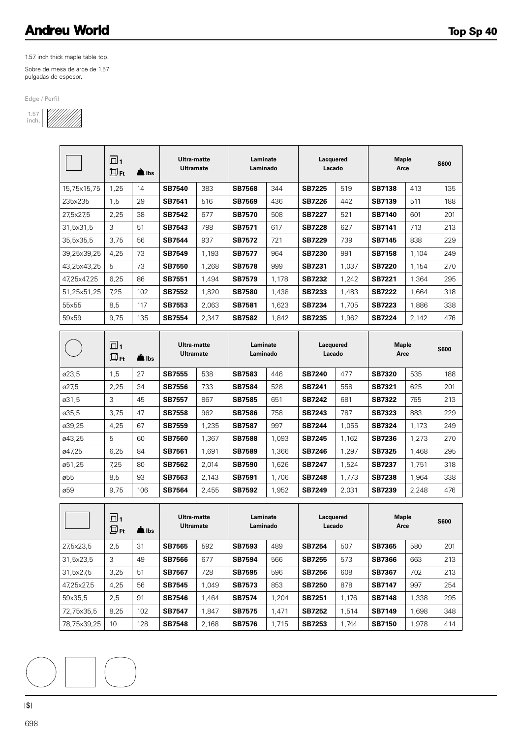# Andreu World

## Top Sp 40

1.57 inch thick maple table top.

Sobre de mesa de arce de 1.57 pulgadas de espesor.

Edge / Perfil

1.57 inch.

| Square | Ft | lbs | Ultra-matte Ultramate | | Laminate Laminado | | Lacquered Lacado | | Maple Arce | | S600 |
|---|---|---|---|---|---|---|---|---|---|---|---|
| 15,75x15,75 | 1,25 | 14 | **SB7540** | 383 | **SB7568** | 344 | **SB7225** | 519 | **SB7138** | 413 | 135 |
| 235x235 | 1,5 | 29 | **SB7541** | 516 | **SB7569** | 436 | **SB7226** | 442 | **SB7139** | 511 | 188 |
| 27,5x27,5 | 2,25 | 38 | **SB7542** | 677 | **SB7570** | 508 | **SB7227** | 521 | **SB7140** | 601 | 201 |
| 31,5x31,5 | 3 | 51 | **SB7543** | 798 | **SB7571** | 617 | **SB7228** | 627 | **SB7141** | 713 | 213 |
| 35,5x35,5 | 3,75 | 56 | **SB7544** | 937 | **SB7572** | 721 | **SB7229** | 739 | **SB7145** | 838 | 229 |
| 39,25x39,25 | 4,25 | 73 | **SB7549** | 1,193 | **SB7577** | 964 | **SB7230** | 991 | **SB7158** | 1,104 | 249 |
| 43,25x43,25 | 5 | 73 | **SB7550** | 1,268 | **SB7578** | 999 | **SB7231** | 1,037 | **SB7220** | 1,154 | 270 |
| 47,25x47,25 | 6,25 | 86 | **SB7551** | 1,494 | **SB7579** | 1,178 | **SB7232** | 1,242 | **SB7221** | 1,364 | 295 |
| 51,25x51,25 | 7,25 | 102 | **SB7552** | 1,820 | **SB7580** | 1,438 | **SB7233** | 1,483 | **SB7222** | 1,664 | 318 |
| 55x55 | 8,5 | 117 | **SB7553** | 2,063 | **SB7581** | 1,623 | **SB7234** | 1,705 | **SB7223** | 1,886 | 338 |
| 59x59 | 9,75 | 135 | **SB7554** | 2,347 | **SB7582** | 1,842 | **SB7235** | 1,962 | **SB7224** | 2,142 | 476 |

| Round | Ft | lbs | Ultra-matte Ultramate | | Laminate Laminado | | Lacquered Lacado | | Maple Arce | | S600 |
|---|---|---|---|---|---|---|---|---|---|---|---|
| ø23,5 | 1,5 | 27 | **SB7555** | 538 | **SB7583** | 446 | **SB7240** | 477 | **SB7320** | 535 | 188 |
| ø27,5 | 2,25 | 34 | **SB7556** | 733 | **SB7584** | 528 | **SB7241** | 558 | **SB7321** | 625 | 201 |
| ø31,5 | 3 | 45 | **SB7557** | 867 | **SB7585** | 651 | **SB7242** | 681 | **SB7322** | 765 | 213 |
| ø35,5 | 3,75 | 47 | **SB7558** | 962 | **SB7586** | 758 | **SB7243** | 787 | **SB7323** | 883 | 229 |
| ø39,25 | 4,25 | 67 | **SB7559** | 1,235 | **SB7587** | 997 | **SB7244** | 1,055 | **SB7324** | 1,173 | 249 |
| ø43,25 | 5 | 60 | **SB7560** | 1,367 | **SB7588** | 1,093 | **SB7245** | 1,162 | **SB7236** | 1,273 | 270 |
| ø47,25 | 6,25 | 84 | **SB7561** | 1,691 | **SB7589** | 1,366 | **SB7246** | 1,297 | **SB7325** | 1,468 | 295 |
| ø51,25 | 7,25 | 80 | **SB7562** | 2,014 | **SB7590** | 1,626 | **SB7247** | 1,524 | **SB7237** | 1,751 | 318 |
| ø55 | 8,5 | 93 | **SB7563** | 2,143 | **SB7591** | 1,706 | **SB7248** | 1,773 | **SB7238** | 1,964 | 338 |
| ø59 | 9,75 | 106 | **SB7564** | 2,455 | **SB7592** | 1,952 | **SB7249** | 2,031 | **SB7239** | 2,248 | 476 |

| Rectangular | Ft | lbs | Ultra-matte Ultramate | | Laminate Laminado | | Lacquered Lacado | | Maple Arce | | S600 |
|---|---|---|---|---|---|---|---|---|---|---|---|
| 27,5x23,5 | 2,5 | 31 | **SB7565** | 592 | **SB7593** | 489 | **SB7254** | 507 | **SB7365** | 580 | 201 |
| 31,5x23,5 | 3 | 49 | **SB7566** | 677 | **SB7594** | 566 | **SB7255** | 573 | **SB7366** | 663 | 213 |
| 31,5x27,5 | 3,25 | 51 | **SB7567** | 728 | **SB7595** | 596 | **SB7256** | 608 | **SB7367** | 702 | 213 |
| 47,25x27,5 | 4,25 | 56 | **SB7545** | 1,049 | **SB7573** | 853 | **SB7250** | 878 | **SB7147** | 997 | 254 |
| 59x35,5 | 2,5 | 91 | **SB7546** | 1,464 | **SB7574** | 1,204 | **SB7251** | 1,176 | **SB7148** | 1,338 | 295 |
| 72,75x35,5 | 8,25 | 102 | **SB7547** | 1,847 | **SB7575** | 1,471 | **SB7252** | 1,514 | **SB7149** | 1,698 | 348 |
| 78,75x39,25 | 10 | 128 | **SB7548** | 2,168 | **SB7576** | 1,715 | **SB7253** | 1,744 | **SB7150** | 1,978 | 414 |

|$|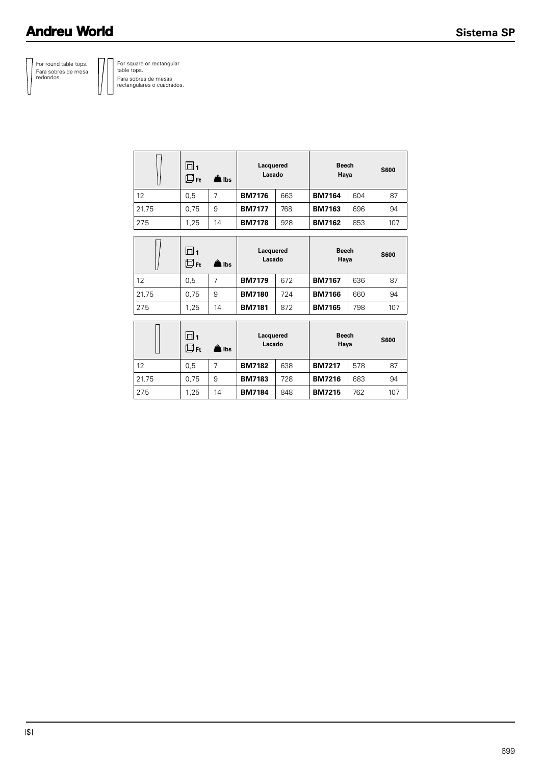For round table tops.
Para sobres de mesa redondos.

For square or rectangular table tops.
Para sobres de mesas rectangulares o cuadrados.

| | 1 / Ft | lbs | Lacquered Lacado | | Beech Haya | | S600 |
|---|---|---|---|---|---|---|---|
| 12 | 0,5 | 7 | **BM7176** | 663 | **BM7164** | 604 | 87 |
| 21.75 | 0,75 | 9 | **BM7177** | 768 | **BM7163** | 696 | 94 |
| 27.5 | 1,25 | 14 | **BM7178** | 928 | **BM7162** | 853 | 107 |

| | 1 / Ft | lbs | Lacquered Lacado | | Beech Haya | | S600 |
|---|---|---|---|---|---|---|---|
| 12 | 0,5 | 7 | **BM7179** | 672 | **BM7167** | 636 | 87 |
| 21.75 | 0,75 | 9 | **BM7180** | 724 | **BM7166** | 660 | 94 |
| 27.5 | 1,25 | 14 | **BM7181** | 872 | **BM7165** | 798 | 107 |

| | 1 / Ft | lbs | Lacquered Lacado | | Beech Haya | | S600 |
|---|---|---|---|---|---|---|---|
| 12 | 0,5 | 7 | **BM7182** | 638 | **BM7217** | 578 | 87 |
| 21.75 | 0,75 | 9 | **BM7183** | 728 | **BM7216** | 683 | 94 |
| 27.5 | 1,25 | 14 | **BM7184** | 848 | **BM7215** | 762 | 107 |